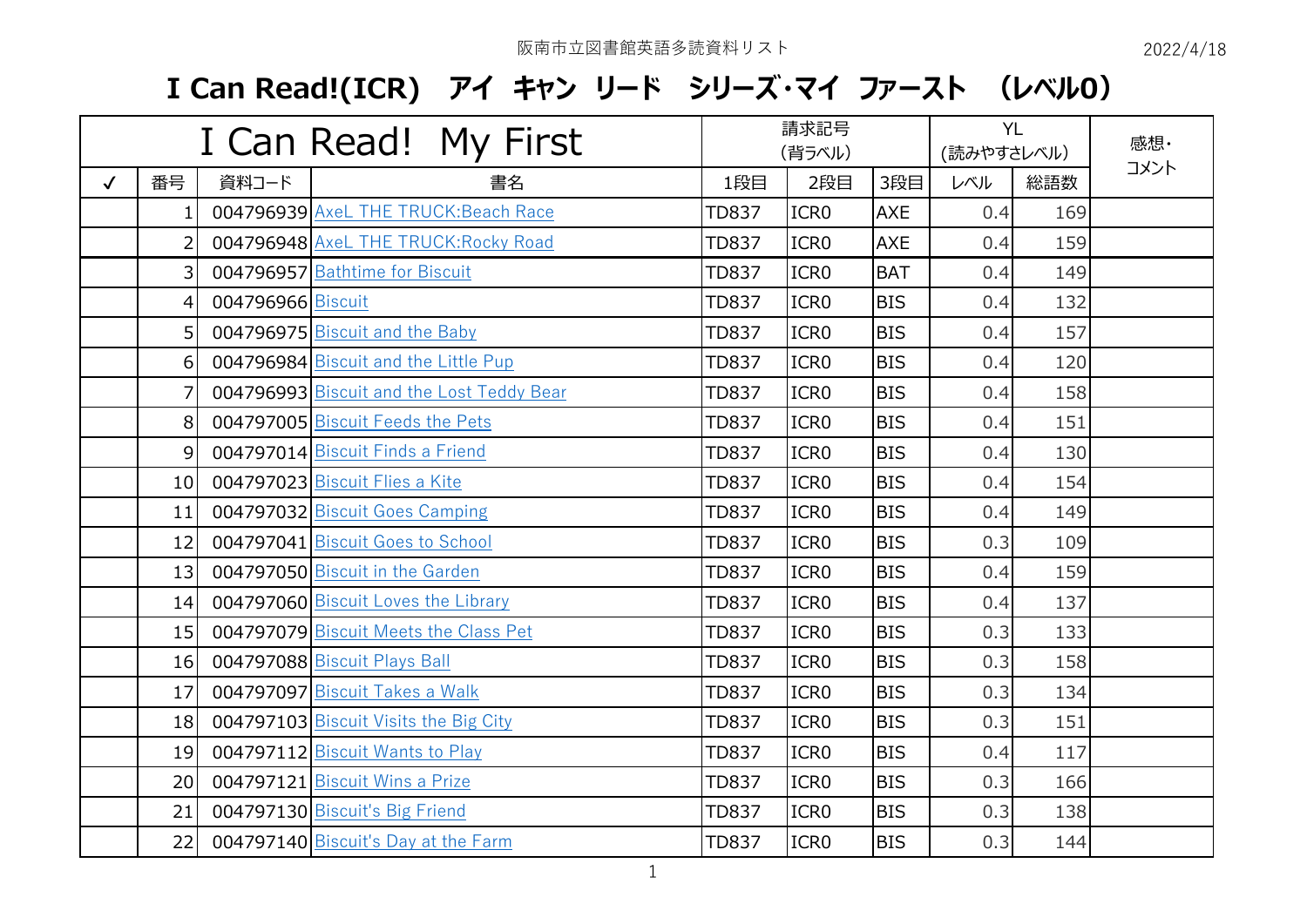阪南市立図書館英語多読資料リスト

2022/4/18

# I Can Read!(ICR) アイ キャン リード シリーズ･マイ ファースト (レベル0)

| I Can Read! My First | | | | 請求記号 (背ラベル) | | | YL (読みやすさレベル) | | 感想・コメント |
|---|---|---|---|---|---|---|---|---|---|
| ✓ | 番号 | 資料コード | 書名 | 1段目 | 2段目 | 3段目 | レベル | 総語数 | |
| | 1 | 004796939 | AxeL THE TRUCK:Beach Race | TD837 | ICR0 | AXE | 0.4 | 169 | |
| | 2 | 004796948 | AxeL THE TRUCK:Rocky Road | TD837 | ICR0 | AXE | 0.4 | 159 | |
| | 3 | 004796957 | Bathtime for Biscuit | TD837 | ICR0 | BAT | 0.4 | 149 | |
| | 4 | 004796966 | Biscuit | TD837 | ICR0 | BIS | 0.4 | 132 | |
| | 5 | 004796975 | Biscuit and the Baby | TD837 | ICR0 | BIS | 0.4 | 157 | |
| | 6 | 004796984 | Biscuit and the Little Pup | TD837 | ICR0 | BIS | 0.4 | 120 | |
| | 7 | 004796993 | Biscuit and the Lost Teddy Bear | TD837 | ICR0 | BIS | 0.4 | 158 | |
| | 8 | 004797005 | Biscuit Feeds the Pets | TD837 | ICR0 | BIS | 0.4 | 151 | |
| | 9 | 004797014 | Biscuit Finds a Friend | TD837 | ICR0 | BIS | 0.4 | 130 | |
| | 10 | 004797023 | Biscuit Flies a Kite | TD837 | ICR0 | BIS | 0.4 | 154 | |
| | 11 | 004797032 | Biscuit Goes Camping | TD837 | ICR0 | BIS | 0.4 | 149 | |
| | 12 | 004797041 | Biscuit Goes to School | TD837 | ICR0 | BIS | 0.3 | 109 | |
| | 13 | 004797050 | Biscuit in the Garden | TD837 | ICR0 | BIS | 0.4 | 159 | |
| | 14 | 004797060 | Biscuit Loves the Library | TD837 | ICR0 | BIS | 0.4 | 137 | |
| | 15 | 004797079 | Biscuit Meets the Class Pet | TD837 | ICR0 | BIS | 0.3 | 133 | |
| | 16 | 004797088 | Biscuit Plays Ball | TD837 | ICR0 | BIS | 0.3 | 158 | |
| | 17 | 004797097 | Biscuit Takes a Walk | TD837 | ICR0 | BIS | 0.3 | 134 | |
| | 18 | 004797103 | Biscuit Visits the Big City | TD837 | ICR0 | BIS | 0.3 | 151 | |
| | 19 | 004797112 | Biscuit Wants to Play | TD837 | ICR0 | BIS | 0.4 | 117 | |
| | 20 | 004797121 | Biscuit Wins a Prize | TD837 | ICR0 | BIS | 0.3 | 166 | |
| | 21 | 004797130 | Biscuit's Big Friend | TD837 | ICR0 | BIS | 0.3 | 138 | |
| | 22 | 004797140 | Biscuit's Day at the Farm | TD837 | ICR0 | BIS | 0.3 | 144 | |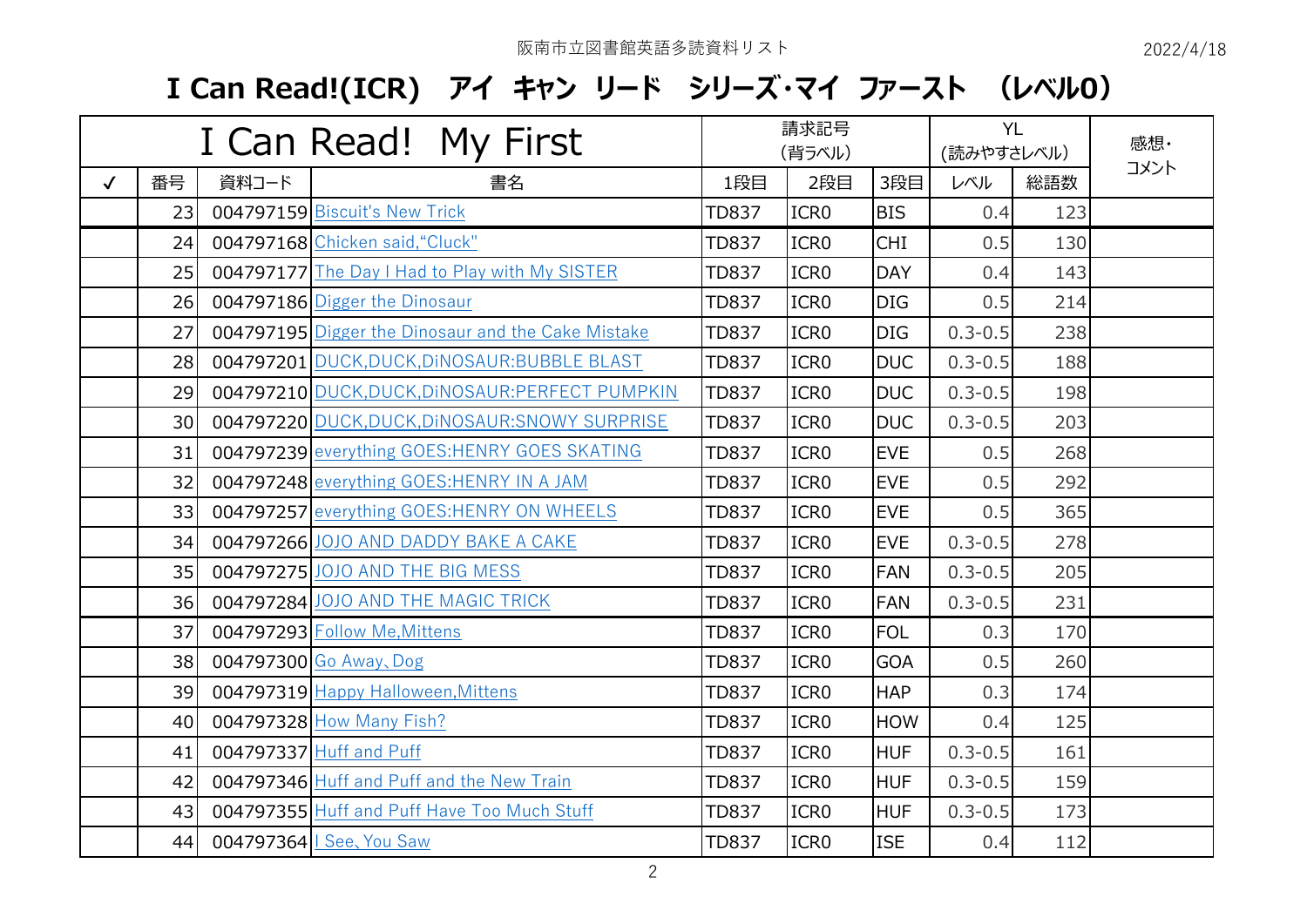阪南市立図書館英語多読資料リスト

2022/4/18

# I Can Read!(ICR)　アイ キャン リード シリーズ･マイ ファースト　(レベル0)

| I Can Read!　My First | | | | 請求記号 (背ラベル) | | | YL (読みやすさレベル) | | 感想・コメント |
|---|---|---|---|---|---|---|---|---|---|
| ✓ | 番号 | 資料コード | 書名 | 1段目 | 2段目 | 3段目 | レベル | 総語数 | |
| | 23 | 004797159 | Biscuit's New Trick | TD837 | ICR0 | BIS | 0.4 | 123 | |
| | 24 | 004797168 | Chicken said,“Cluck" | TD837 | ICR0 | CHI | 0.5 | 130 | |
| | 25 | 004797177 | The Day I Had to Play with My SISTER | TD837 | ICR0 | DAY | 0.4 | 143 | |
| | 26 | 004797186 | Digger the Dinosaur | TD837 | ICR0 | DIG | 0.5 | 214 | |
| | 27 | 004797195 | Digger the Dinosaur and the Cake Mistake | TD837 | ICR0 | DIG | 0.3-0.5 | 238 | |
| | 28 | 004797201 | DUCK,DUCK,DiNOSAUR:BUBBLE BLAST | TD837 | ICR0 | DUC | 0.3-0.5 | 188 | |
| | 29 | 004797210 | DUCK,DUCK,DiNOSAUR:PERFECT PUMPKIN | TD837 | ICR0 | DUC | 0.3-0.5 | 198 | |
| | 30 | 004797220 | DUCK,DUCK,DiNOSAUR:SNOWY SURPRISE | TD837 | ICR0 | DUC | 0.3-0.5 | 203 | |
| | 31 | 004797239 | everything GOES:HENRY GOES SKATING | TD837 | ICR0 | EVE | 0.5 | 268 | |
| | 32 | 004797248 | everything GOES:HENRY IN A JAM | TD837 | ICR0 | EVE | 0.5 | 292 | |
| | 33 | 004797257 | everything GOES:HENRY ON WHEELS | TD837 | ICR0 | EVE | 0.5 | 365 | |
| | 34 | 004797266 | JOJO AND DADDY BAKE A CAKE | TD837 | ICR0 | EVE | 0.3-0.5 | 278 | |
| | 35 | 004797275 | JOJO AND THE BIG MESS | TD837 | ICR0 | FAN | 0.3-0.5 | 205 | |
| | 36 | 004797284 | JOJO AND THE MAGIC TRICK | TD837 | ICR0 | FAN | 0.3-0.5 | 231 | |
| | 37 | 004797293 | Follow Me,Mittens | TD837 | ICR0 | FOL | 0.3 | 170 | |
| | 38 | 004797300 | Go Away､Dog | TD837 | ICR0 | GOA | 0.5 | 260 | |
| | 39 | 004797319 | Happy Halloween,Mittens | TD837 | ICR0 | HAP | 0.3 | 174 | |
| | 40 | 004797328 | How Many Fish? | TD837 | ICR0 | HOW | 0.4 | 125 | |
| | 41 | 004797337 | Huff and Puff | TD837 | ICR0 | HUF | 0.3-0.5 | 161 | |
| | 42 | 004797346 | Huff and Puff and the New Train | TD837 | ICR0 | HUF | 0.3-0.5 | 159 | |
| | 43 | 004797355 | Huff and Puff Have Too Much Stuff | TD837 | ICR0 | HUF | 0.3-0.5 | 173 | |
| | 44 | 004797364 | I See､You Saw | TD837 | ICR0 | ISE | 0.4 | 112 | |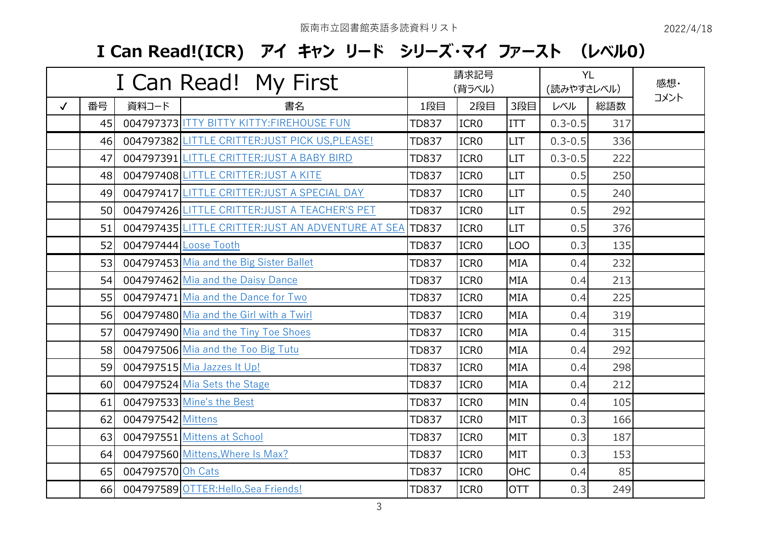阪南市立図書館英語多読資料リスト

2022/4/18

# I Can Read!(ICR)　アイ キャン リード　シリーズ･マイ ファースト　（レベル0）

| I Can Read!　My First | | | | 請求記号（背ラベル） | | | YL（読みやすさレベル） | | 感想・コメント |
|---|---|---|---|---|---|---|---|---|---|
| ✓ | 番号 | 資料コード | 書名 | 1段目 | 2段目 | 3段目 | レベル | 総語数 | |
| | 45 | 004797373 | ITTY BITTY KITTY:FIREHOUSE FUN | TD837 | ICR0 | ITT | 0.3-0.5 | 317 | |
| | 46 | 004797382 | LITTLE CRITTER:JUST PICK US,PLEASE! | TD837 | ICR0 | LIT | 0.3-0.5 | 336 | |
| | 47 | 004797391 | LITTLE CRITTER:JUST A BABY BIRD | TD837 | ICR0 | LIT | 0.3-0.5 | 222 | |
| | 48 | 004797408 | LITTLE CRITTER:JUST A KITE | TD837 | ICR0 | LIT | 0.5 | 250 | |
| | 49 | 004797417 | LITTLE CRITTER:JUST A SPECIAL DAY | TD837 | ICR0 | LIT | 0.5 | 240 | |
| | 50 | 004797426 | LITTLE CRITTER:JUST A TEACHER'S PET | TD837 | ICR0 | LIT | 0.5 | 292 | |
| | 51 | 004797435 | LITTLE CRITTER:JUST AN ADVENTURE AT SEA | TD837 | ICR0 | LIT | 0.5 | 376 | |
| | 52 | 004797444 | Loose Tooth | TD837 | ICR0 | LOO | 0.3 | 135 | |
| | 53 | 004797453 | Mia and the Big Sister Ballet | TD837 | ICR0 | MIA | 0.4 | 232 | |
| | 54 | 004797462 | Mia and the Daisy Dance | TD837 | ICR0 | MIA | 0.4 | 213 | |
| | 55 | 004797471 | Mia and the Dance for Two | TD837 | ICR0 | MIA | 0.4 | 225 | |
| | 56 | 004797480 | Mia and the Girl with a Twirl | TD837 | ICR0 | MIA | 0.4 | 319 | |
| | 57 | 004797490 | Mia and the Tiny Toe Shoes | TD837 | ICR0 | MIA | 0.4 | 315 | |
| | 58 | 004797506 | Mia and the Too Big Tutu | TD837 | ICR0 | MIA | 0.4 | 292 | |
| | 59 | 004797515 | Mia Jazzes It Up! | TD837 | ICR0 | MIA | 0.4 | 298 | |
| | 60 | 004797524 | Mia Sets the Stage | TD837 | ICR0 | MIA | 0.4 | 212 | |
| | 61 | 004797533 | Mine's the Best | TD837 | ICR0 | MIN | 0.4 | 105 | |
| | 62 | 004797542 | Mittens | TD837 | ICR0 | MIT | 0.3 | 166 | |
| | 63 | 004797551 | Mittens at School | TD837 | ICR0 | MIT | 0.3 | 187 | |
| | 64 | 004797560 | Mittens,Where Is Max? | TD837 | ICR0 | MIT | 0.3 | 153 | |
| | 65 | 004797570 | Oh Cats | TD837 | ICR0 | OHC | 0.4 | 85 | |
| | 66 | 004797589 | OTTER:Hello,Sea Friends! | TD837 | ICR0 | OTT | 0.3 | 249 | |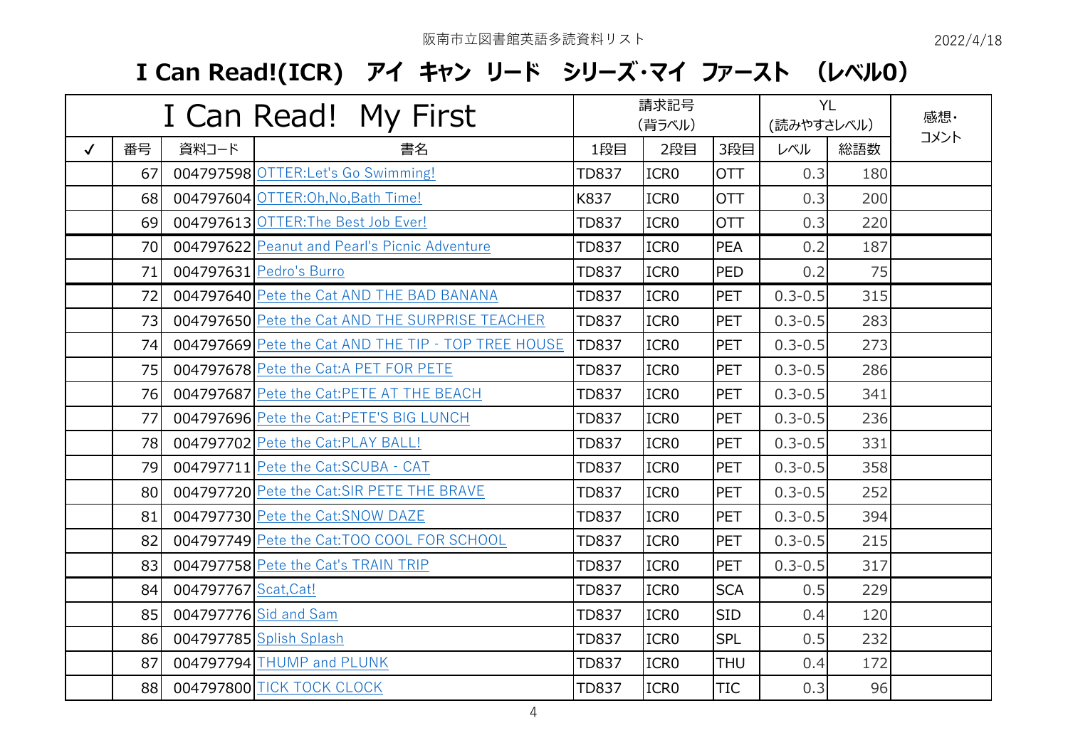阪南市立図書館英語多読資料リスト

2022/4/18

# I Can Read!(ICR) アイ キャン リード シリーズ･マイ ファースト (レベル0)

| I Can Read! My First | | | | 請求記号 (背ラベル) | | | YL (読みやすさレベル) | | 感想・コメント |
|---|---|---|---|---|---|---|---|---|---|
| ✓ | 番号 | 資料コード | 書名 | 1段目 | 2段目 | 3段目 | レベル | 総語数 | |
| | 67 | 004797598 | OTTER:Let's Go Swimming! | TD837 | ICR0 | OTT | 0.3 | 180 | |
| | 68 | 004797604 | OTTER:Oh,No,Bath Time! | K837 | ICR0 | OTT | 0.3 | 200 | |
| | 69 | 004797613 | OTTER:The Best Job Ever! | TD837 | ICR0 | OTT | 0.3 | 220 | |
| | 70 | 004797622 | Peanut and Pearl's Picnic Adventure | TD837 | ICR0 | PEA | 0.2 | 187 | |
| | 71 | 004797631 | Pedro's Burro | TD837 | ICR0 | PED | 0.2 | 75 | |
| | 72 | 004797640 | Pete the Cat AND THE BAD BANANA | TD837 | ICR0 | PET | 0.3-0.5 | 315 | |
| | 73 | 004797650 | Pete the Cat AND THE SURPRISE TEACHER | TD837 | ICR0 | PET | 0.3-0.5 | 283 | |
| | 74 | 004797669 | Pete the Cat AND THE TIP - TOP TREE HOUSE | TD837 | ICR0 | PET | 0.3-0.5 | 273 | |
| | 75 | 004797678 | Pete the Cat:A PET FOR PETE | TD837 | ICR0 | PET | 0.3-0.5 | 286 | |
| | 76 | 004797687 | Pete the Cat:PETE AT THE BEACH | TD837 | ICR0 | PET | 0.3-0.5 | 341 | |
| | 77 | 004797696 | Pete the Cat:PETE'S BIG LUNCH | TD837 | ICR0 | PET | 0.3-0.5 | 236 | |
| | 78 | 004797702 | Pete the Cat:PLAY BALL! | TD837 | ICR0 | PET | 0.3-0.5 | 331 | |
| | 79 | 004797711 | Pete the Cat:SCUBA - CAT | TD837 | ICR0 | PET | 0.3-0.5 | 358 | |
| | 80 | 004797720 | Pete the Cat:SIR PETE THE BRAVE | TD837 | ICR0 | PET | 0.3-0.5 | 252 | |
| | 81 | 004797730 | Pete the Cat:SNOW DAZE | TD837 | ICR0 | PET | 0.3-0.5 | 394 | |
| | 82 | 004797749 | Pete the Cat:TOO COOL FOR SCHOOL | TD837 | ICR0 | PET | 0.3-0.5 | 215 | |
| | 83 | 004797758 | Pete the Cat's TRAIN TRIP | TD837 | ICR0 | PET | 0.3-0.5 | 317 | |
| | 84 | 004797767 | Scat,Cat! | TD837 | ICR0 | SCA | 0.5 | 229 | |
| | 85 | 004797776 | Sid and Sam | TD837 | ICR0 | SID | 0.4 | 120 | |
| | 86 | 004797785 | Splish Splash | TD837 | ICR0 | SPL | 0.5 | 232 | |
| | 87 | 004797794 | THUMP and PLUNK | TD837 | ICR0 | THU | 0.4 | 172 | |
| | 88 | 004797800 | TICK TOCK CLOCK | TD837 | ICR0 | TIC | 0.3 | 96 | |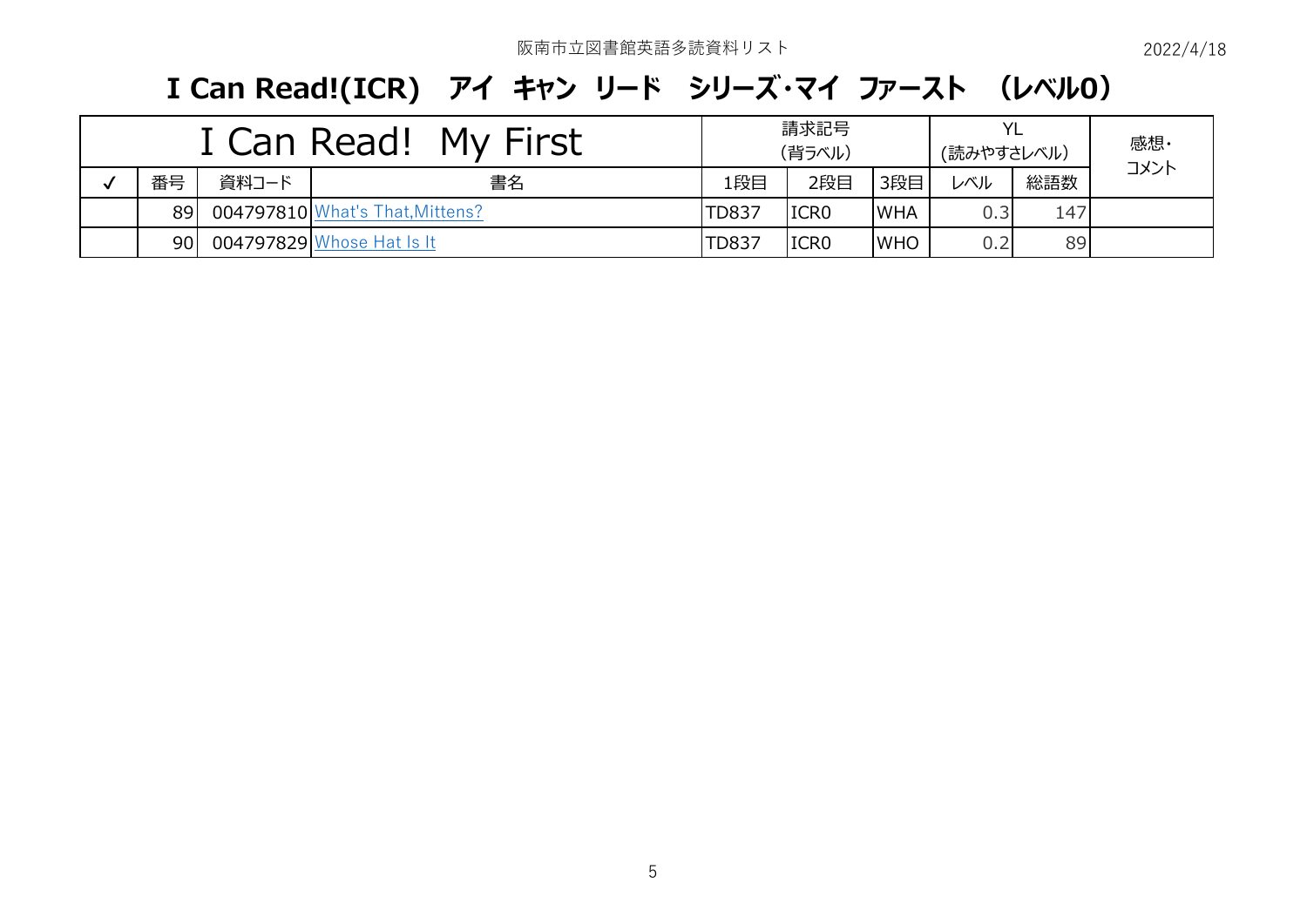阪南市立図書館英語多読資料リスト

2022/4/18

# I Can Read!(ICR) アイ キャン リード シリーズ･マイ ファースト （レベル0）

| I Can Read! My First | | | | 請求記号（背ラベル） | | | YL（読みやすさレベル） | | 感想・コメント |
|---|---|---|---|---|---|---|---|---|---|
| ✓ | 番号 | 資料コード | 書名 | 1段目 | 2段目 | 3段目 | レベル | 総語数 | |
| | 89 | 004797810 | What's That,Mittens? | TD837 | ICR0 | WHA | 0.3 | 147 | |
| | 90 | 004797829 | Whose Hat Is It | TD837 | ICR0 | WHO | 0.2 | 89 | |